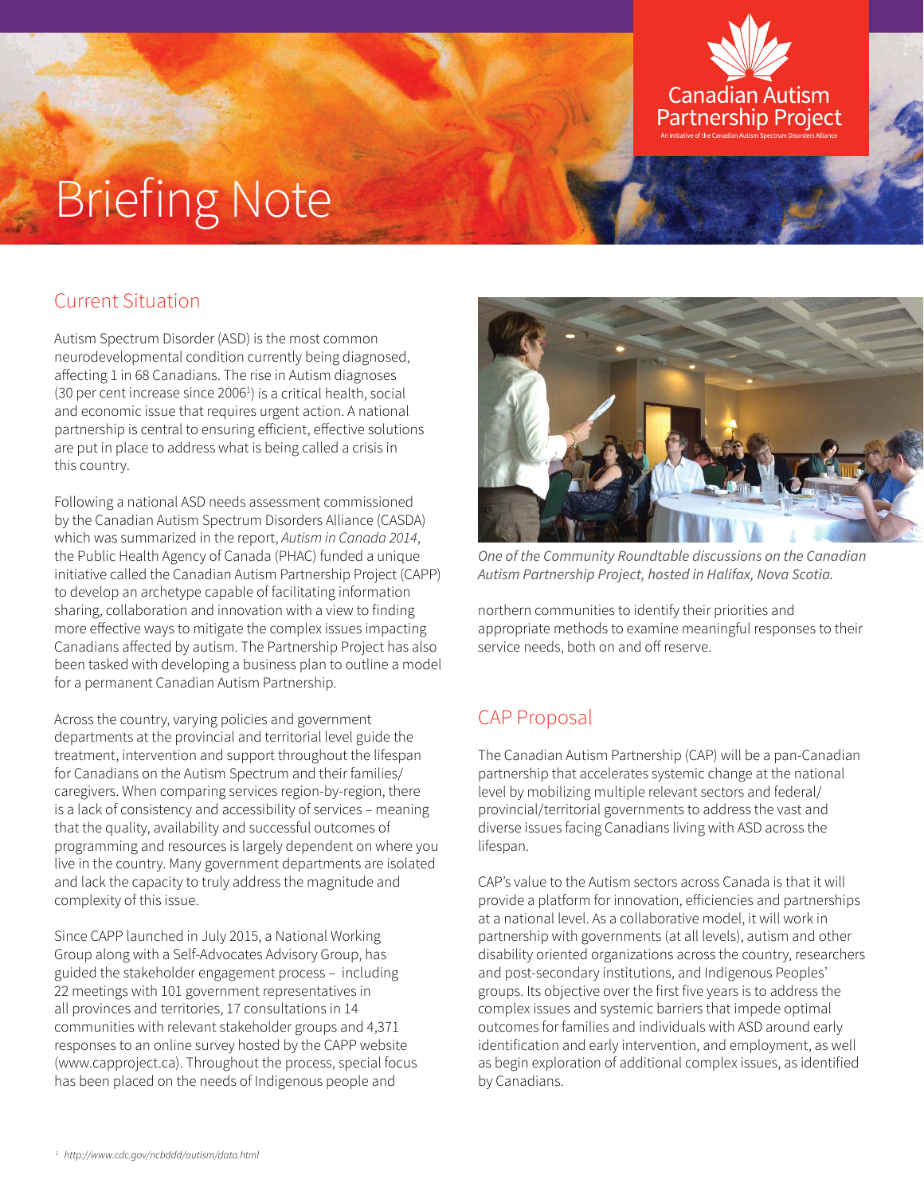Canadian Autism Partnership Project

An initiative of the Canadian Autism Spectrum Disorders Alliance

# Briefing Note

## Current Situation

Autism Spectrum Disorder (ASD) is the most common neurodevelopmental condition currently being diagnosed, affecting 1 in 68 Canadians. The rise in Autism diagnoses (30 per cent increase since 2006[1]) is a critical health, social and economic issue that requires urgent action. A national partnership is central to ensuring efficient, effective solutions are put in place to address what is being called a crisis in this country.

Following a national ASD needs assessment commissioned by the Canadian Autism Spectrum Disorders Alliance (CASDA) which was summarized in the report, *Autism in Canada 2014*, the Public Health Agency of Canada (PHAC) funded a unique initiative called the Canadian Autism Partnership Project (CAPP) to develop an archetype capable of facilitating information sharing, collaboration and innovation with a view to finding more effective ways to mitigate the complex issues impacting Canadians affected by autism. The Partnership Project has also been tasked with developing a business plan to outline a model for a permanent Canadian Autism Partnership.

Across the country, varying policies and government departments at the provincial and territorial level guide the treatment, intervention and support throughout the lifespan for Canadians on the Autism Spectrum and their families/caregivers. When comparing services region-by-region, there is a lack of consistency and accessibility of services – meaning that the quality, availability and successful outcomes of programming and resources is largely dependent on where you live in the country. Many government departments are isolated and lack the capacity to truly address the magnitude and complexity of this issue.

Since CAPP launched in July 2015, a National Working Group along with a Self-Advocates Advisory Group, has guided the stakeholder engagement process – including 22 meetings with 101 government representatives in all provinces and territories, 17 consultations in 14 communities with relevant stakeholder groups and 4,371 responses to an online survey hosted by the CAPP website (www.capproject.ca). Throughout the process, special focus has been placed on the needs of Indigenous people and northern communities to identify their priorities and appropriate methods to examine meaningful responses to their service needs, both on and off reserve.

*One of the Community Roundtable discussions on the Canadian Autism Partnership Project, hosted in Halifax, Nova Scotia.*

## CAP Proposal

The Canadian Autism Partnership (CAP) will be a pan-Canadian partnership that accelerates systemic change at the national level by mobilizing multiple relevant sectors and federal/provincial/territorial governments to address the vast and diverse issues facing Canadians living with ASD across the lifespan.

CAP's value to the Autism sectors across Canada is that it will provide a platform for innovation, efficiencies and partnerships at a national level. As a collaborative model, it will work in partnership with governments (at all levels), autism and other disability oriented organizations across the country, researchers and post-secondary institutions, and Indigenous Peoples' groups. Its objective over the first five years is to address the complex issues and systemic barriers that impede optimal outcomes for families and individuals with ASD around early identification and early intervention, and employment, as well as begin exploration of additional complex issues, as identified by Canadians.

[1] *http://www.cdc.gov/ncbddd/autism/data.html*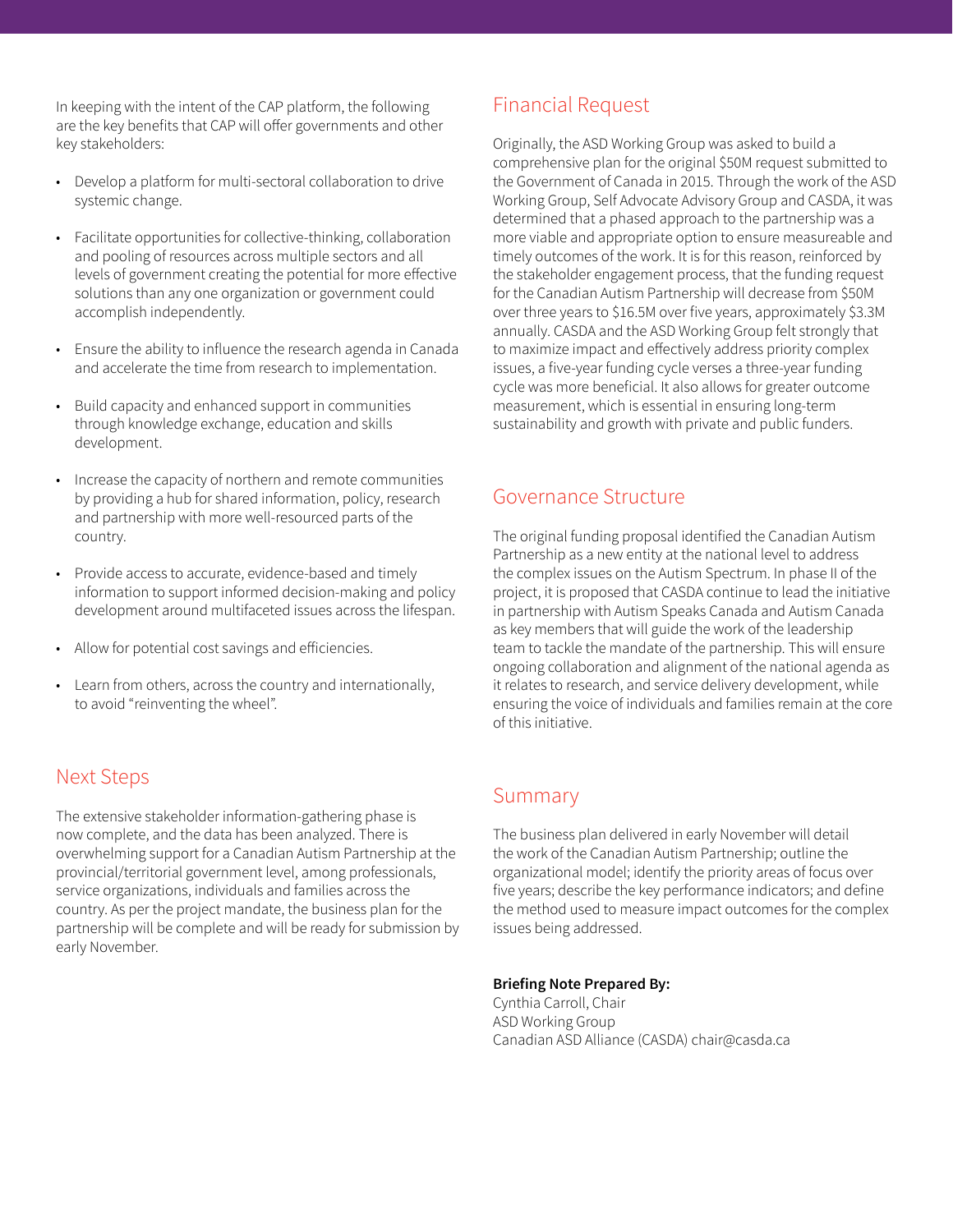In keeping with the intent of the CAP platform, the following are the key benefits that CAP will offer governments and other key stakeholders:

- Develop a platform for multi-sectoral collaboration to drive systemic change.
- Facilitate opportunities for collective-thinking, collaboration and pooling of resources across multiple sectors and all levels of government creating the potential for more effective solutions than any one organization or government could accomplish independently.
- Ensure the ability to influence the research agenda in Canada and accelerate the time from research to implementation.
- Build capacity and enhanced support in communities through knowledge exchange, education and skills development.
- Increase the capacity of northern and remote communities by providing a hub for shared information, policy, research and partnership with more well-resourced parts of the country.
- Provide access to accurate, evidence-based and timely information to support informed decision-making and policy development around multifaceted issues across the lifespan.
- Allow for potential cost savings and efficiencies.
- Learn from others, across the country and internationally, to avoid "reinventing the wheel".

## Next Steps

The extensive stakeholder information-gathering phase is now complete, and the data has been analyzed. There is overwhelming support for a Canadian Autism Partnership at the provincial/territorial government level, among professionals, service organizations, individuals and families across the country. As per the project mandate, the business plan for the partnership will be complete and will be ready for submission by early November.

## Financial Request

Originally, the ASD Working Group was asked to build a comprehensive plan for the original $50M request submitted to the Government of Canada in 2015. Through the work of the ASD Working Group, Self Advocate Advisory Group and CASDA, it was determined that a phased approach to the partnership was a more viable and appropriate option to ensure measureable and timely outcomes of the work. It is for this reason, reinforced by the stakeholder engagement process, that the funding request for the Canadian Autism Partnership will decrease from $50M over three years to $16.5M over five years, approximately $3.3M annually. CASDA and the ASD Working Group felt strongly that to maximize impact and effectively address priority complex issues, a five-year funding cycle verses a three-year funding cycle was more beneficial. It also allows for greater outcome measurement, which is essential in ensuring long-term sustainability and growth with private and public funders.

## Governance Structure

The original funding proposal identified the Canadian Autism Partnership as a new entity at the national level to address the complex issues on the Autism Spectrum. In phase II of the project, it is proposed that CASDA continue to lead the initiative in partnership with Autism Speaks Canada and Autism Canada as key members that will guide the work of the leadership team to tackle the mandate of the partnership. This will ensure ongoing collaboration and alignment of the national agenda as it relates to research, and service delivery development, while ensuring the voice of individuals and families remain at the core of this initiative.

## Summary

The business plan delivered in early November will detail the work of the Canadian Autism Partnership; outline the organizational model; identify the priority areas of focus over five years; describe the key performance indicators; and define the method used to measure impact outcomes for the complex issues being addressed.

**Briefing Note Prepared By:**
Cynthia Carroll, Chair
ASD Working Group
Canadian ASD Alliance (CASDA) chair@casda.ca